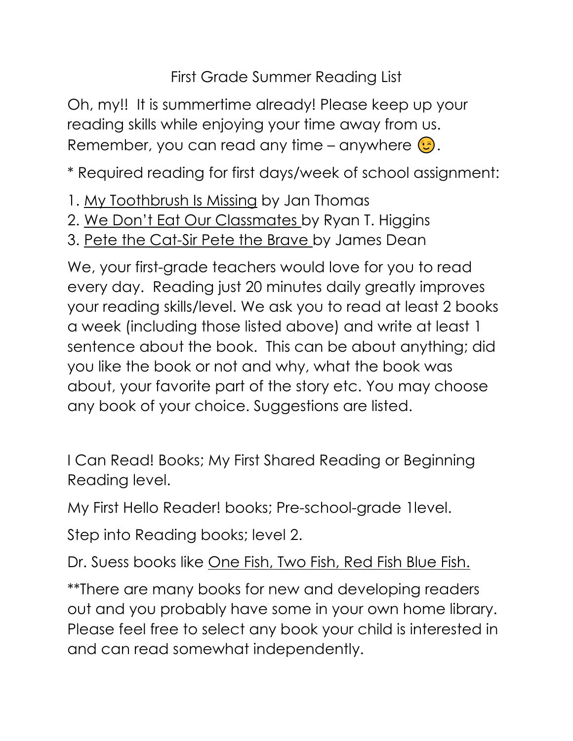# First Grade Summer Reading List

Oh, my!! It is summertime already! Please keep up your reading skills while enjoying your time away from us. Remember, you can read any time – anywhere 😉.

* Required reading for first days/week of school assignment:

1. My Toothbrush Is Missing by Jan Thomas
2. We Don't Eat Our Classmates by Ryan T. Higgins
3. Pete the Cat-Sir Pete the Brave by James Dean

We, your first-grade teachers would love for you to read every day. Reading just 20 minutes daily greatly improves your reading skills/level. We ask you to read at least 2 books a week (including those listed above) and write at least 1 sentence about the book. This can be about anything; did you like the book or not and why, what the book was about, your favorite part of the story etc. You may choose any book of your choice. Suggestions are listed.

I Can Read! Books; My First Shared Reading or Beginning Reading level.

My First Hello Reader! books; Pre-school-grade 1level.

Step into Reading books; level 2.

Dr. Suess books like One Fish, Two Fish, Red Fish Blue Fish.

**There are many books for new and developing readers out and you probably have some in your own home library. Please feel free to select any book your child is interested in and can read somewhat independently.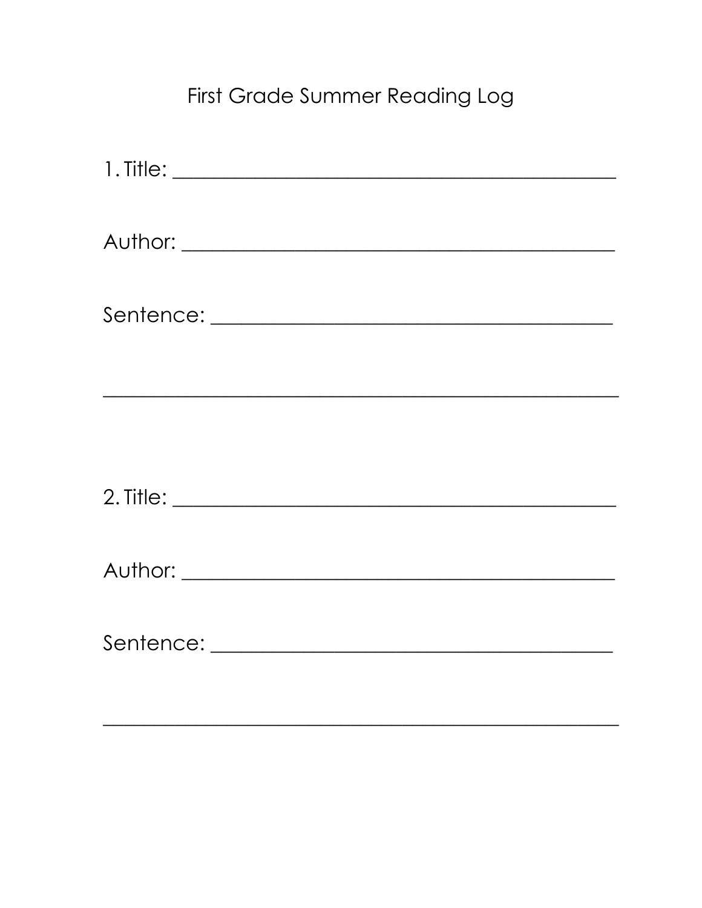# First Grade Summer Reading Log

1. Title: ____________________________________________

Author: ____________________________________________

Sentence: __________________________________________

____________________________________________________

2. Title: ____________________________________________

Author: ____________________________________________

Sentence: __________________________________________

____________________________________________________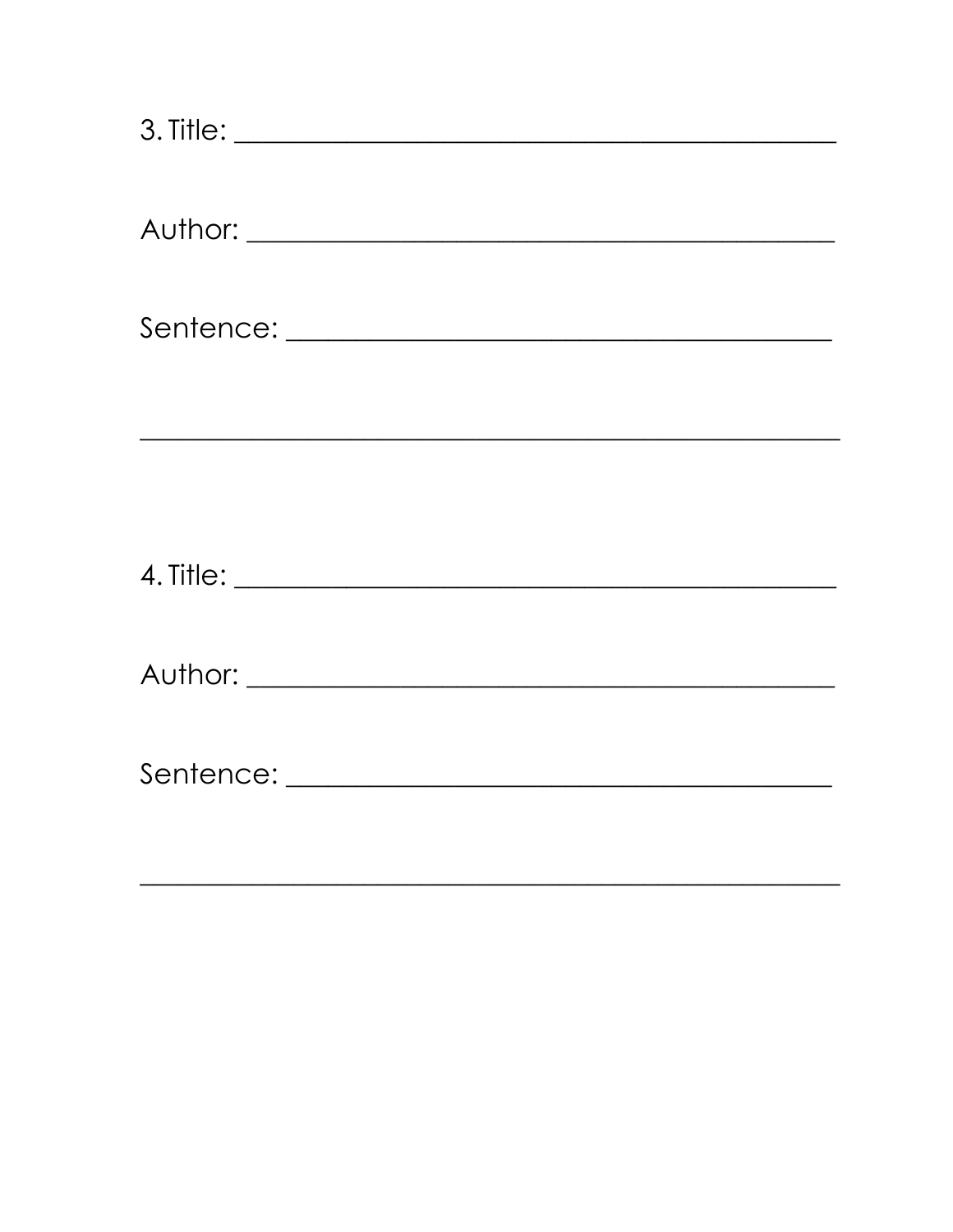3. Title: ____________________________________________

Author: ____________________________________________

Sentence: ________________________________________

______________________________________________________

4. Title: ____________________________________________

Author: ____________________________________________

Sentence: ________________________________________

______________________________________________________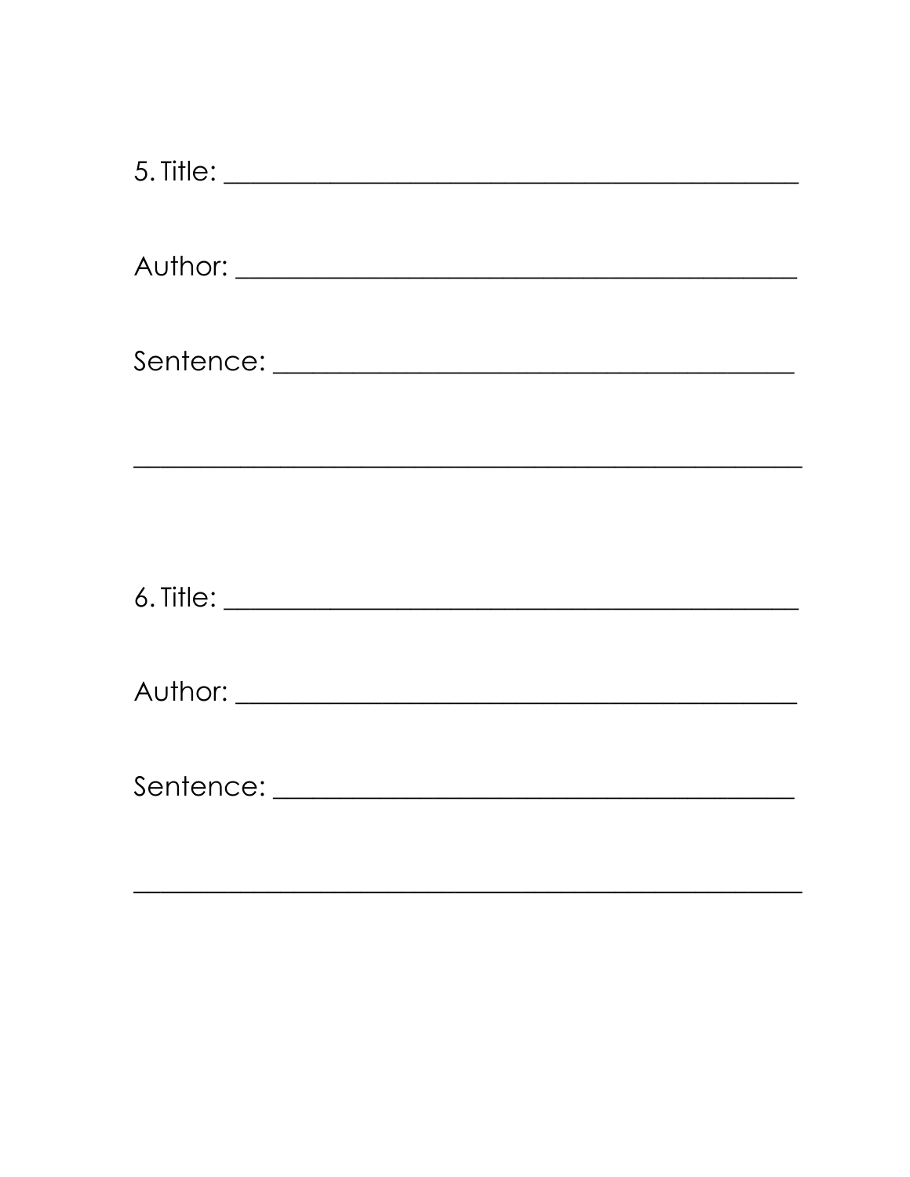5. Title: ___________________________________________

Author: ___________________________________________

Sentence: _________________________________________

____________________________________________________

6. Title: ___________________________________________

Author: ___________________________________________

Sentence: _________________________________________

____________________________________________________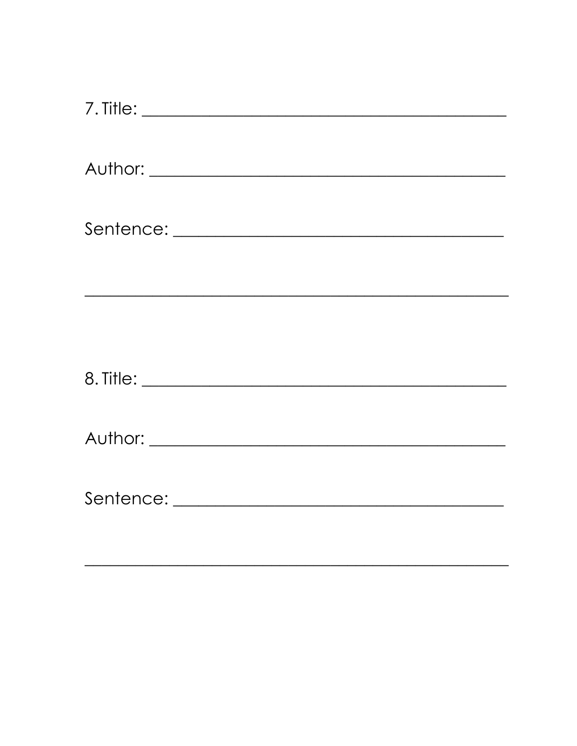7. Title: ___________________________________________

Author: __________________________________________

Sentence: ________________________________________

__________________________________________________

8. Title: ___________________________________________

Author: __________________________________________

Sentence: ________________________________________

__________________________________________________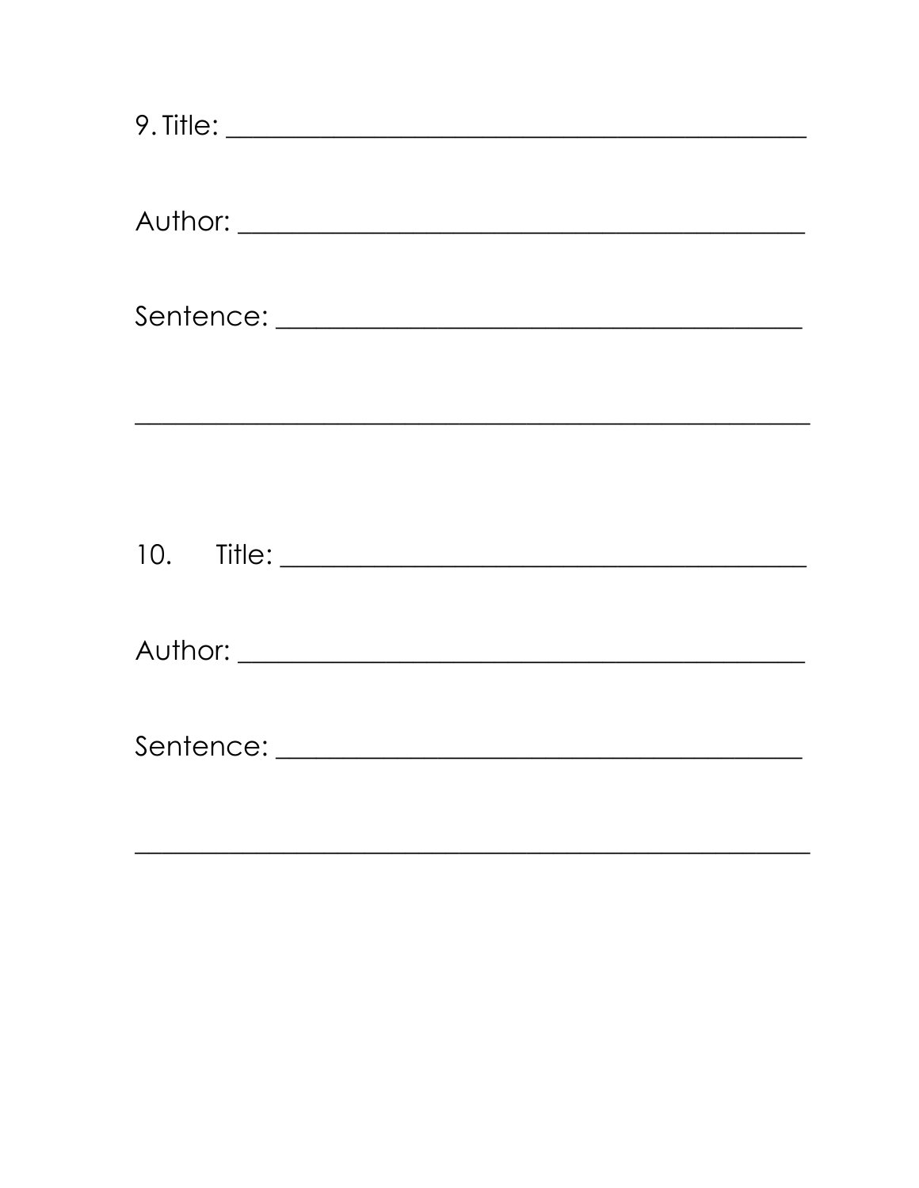9. Title: _______________________________________________

Author: _______________________________________________

Sentence: _____________________________________________

_______________________________________________________

10. Title: _______________________________________________

Author: _______________________________________________

Sentence: _____________________________________________

_______________________________________________________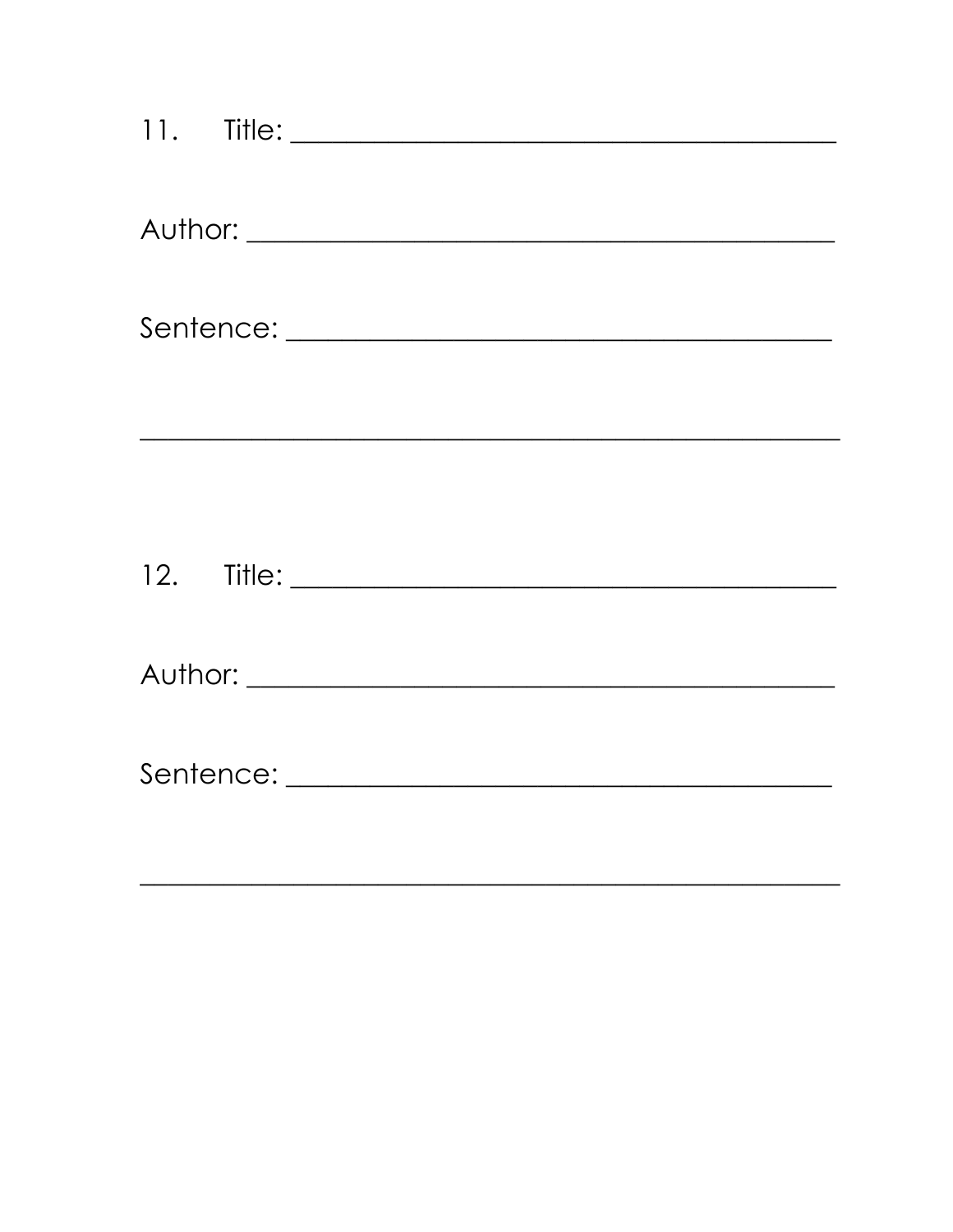11. Title: ________________________________________

Author: ___________________________________________

Sentence: ________________________________________

__________________________________________________

12. Title: ________________________________________

Author: ___________________________________________

Sentence: ________________________________________

__________________________________________________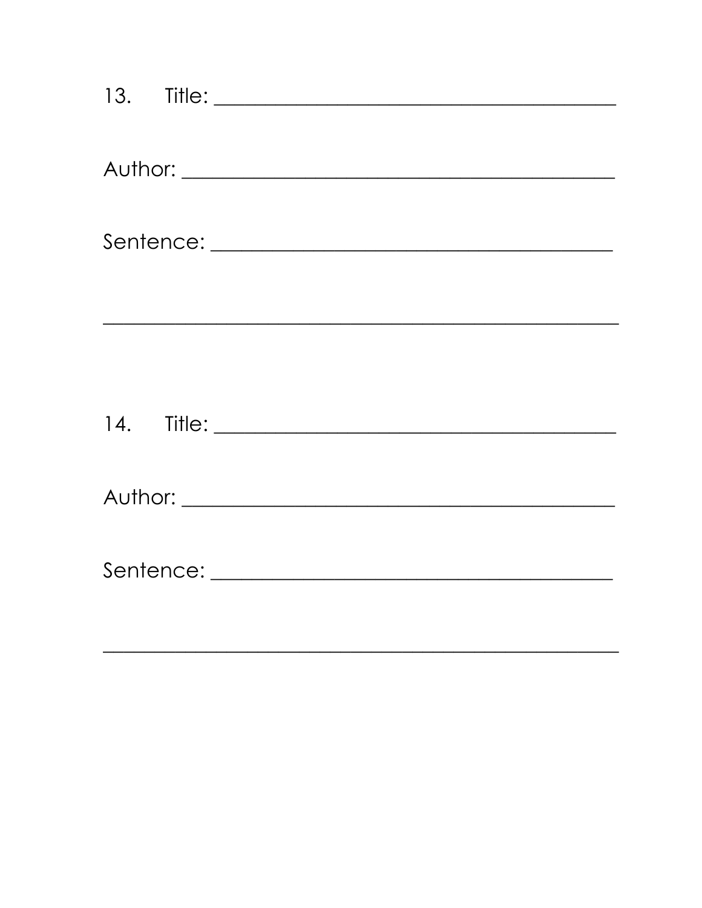13. Title: ________________________________________

Author: ________________________________________

Sentence: ______________________________________

________________________________________________

14. Title: ________________________________________

Author: ________________________________________

Sentence: ______________________________________

________________________________________________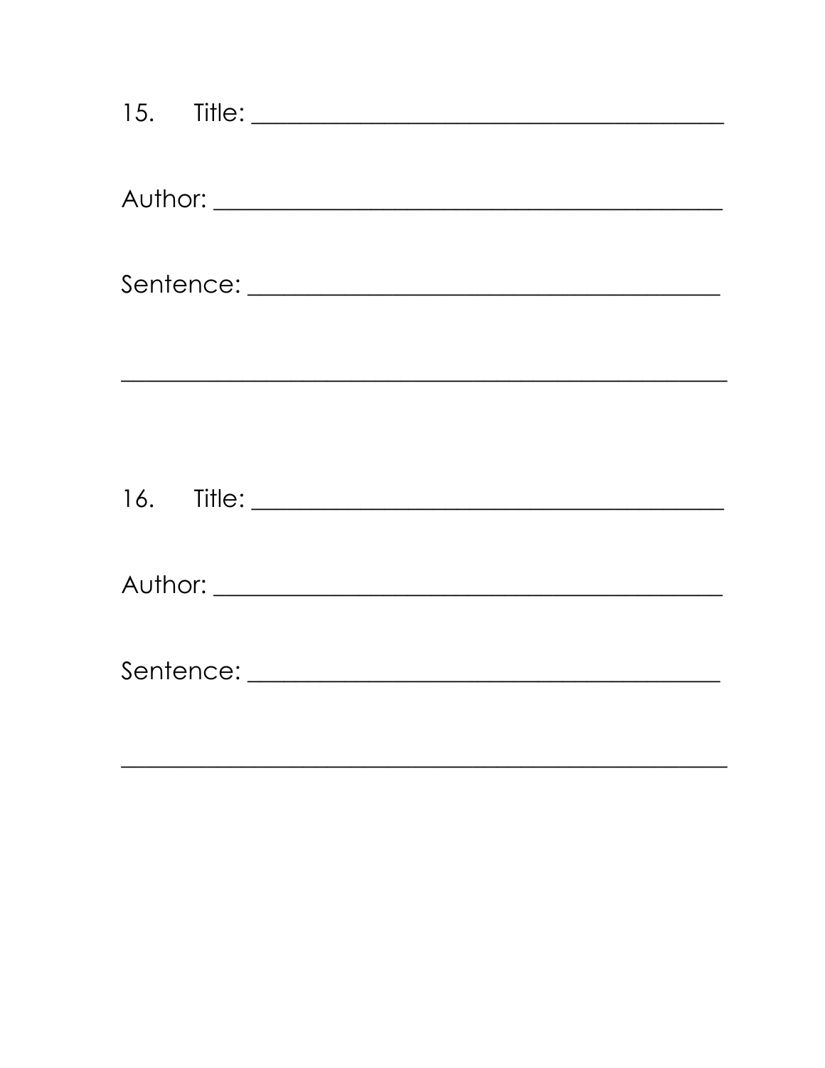15. Title: ________________________________________

Author: ________________________________________

Sentence: ______________________________________

________________________________________________

16. Title: ________________________________________

Author: ________________________________________

Sentence: ______________________________________

________________________________________________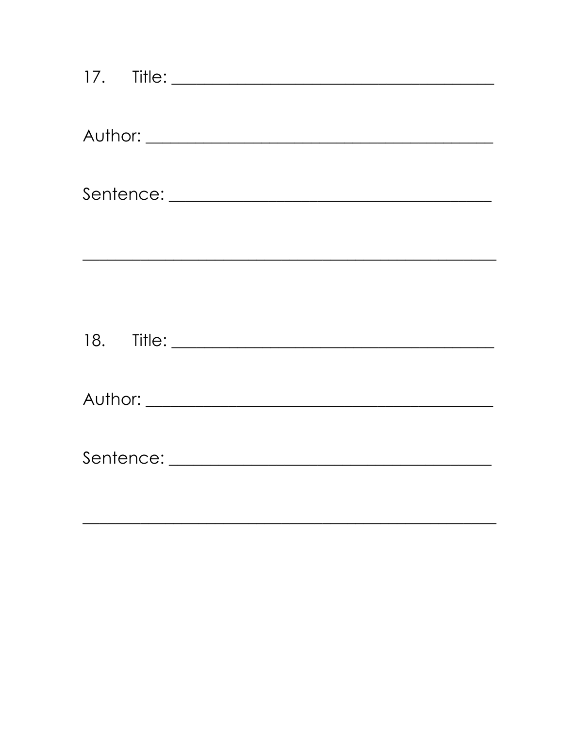17. Title: ________________________________________

Author: ________________________________________

Sentence: ________________________________________

__________________________________________________

18. Title: ________________________________________

Author: ________________________________________

Sentence: ________________________________________

__________________________________________________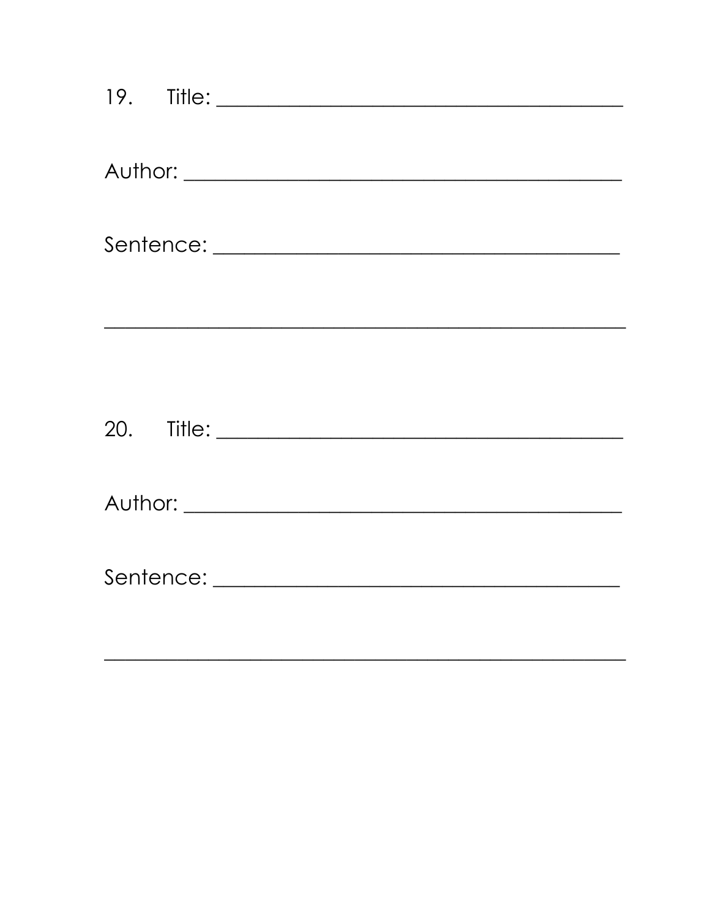19. Title: ________________________________________

Author: __________________________________________

Sentence: ________________________________________

__________________________________________________

20. Title: ________________________________________

Author: __________________________________________

Sentence: ________________________________________

__________________________________________________